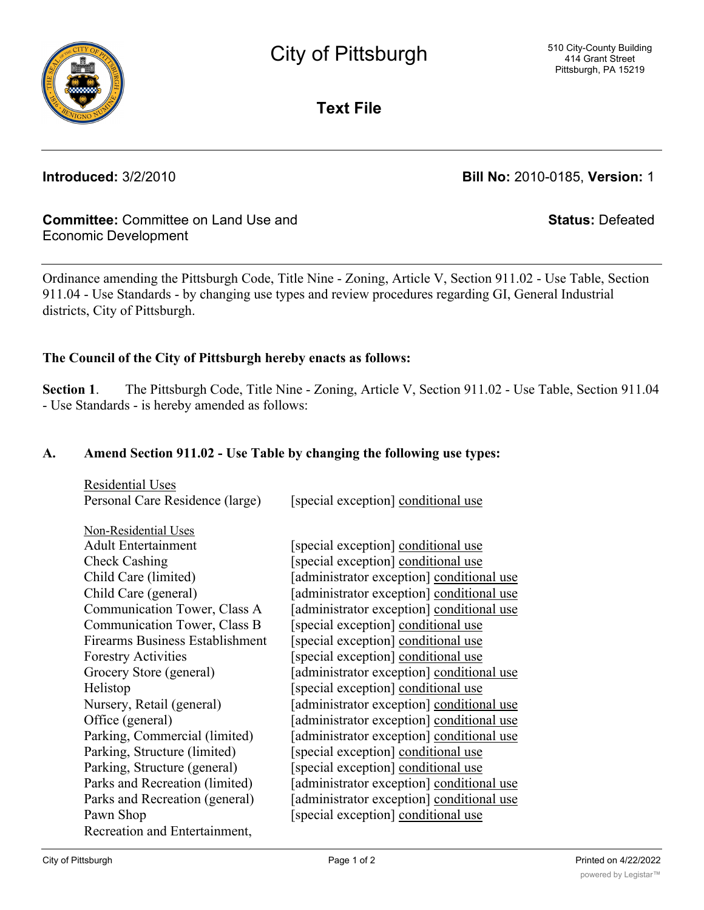# City of Pittsburgh

510 City-County Building
414 Grant Street
Pittsburgh, PA 15219

## Text File

**Introduced:** 3/2/2010 **Bill No:** 2010-0185, **Version:** 1

**Committee:** Committee on Land Use and Economic Development **Status:** Defeated

Ordinance amending the Pittsburgh Code, Title Nine - Zoning, Article V, Section 911.02 - Use Table, Section 911.04 - Use Standards - by changing use types and review procedures regarding GI, General Industrial districts, City of Pittsburgh.

**The Council of the City of Pittsburgh hereby enacts as follows:**

**Section 1**. The Pittsburgh Code, Title Nine - Zoning, Article V, Section 911.02 - Use Table, Section 911.04 - Use Standards - is hereby amended as follows:

**A. Amend Section 911.02 - Use Table by changing the following use types:**

| | |
|---|---|
| <u>Residential Uses</u> | |
| Personal Care Residence (large) | [special exception] <u>conditional use</u> |
| <u>Non-Residential Uses</u> | |
| Adult Entertainment | [special exception] <u>conditional use</u> |
| Check Cashing | [special exception] <u>conditional use</u> |
| Child Care (limited) | [administrator exception] <u>conditional use</u> |
| Child Care (general) | [administrator exception] <u>conditional use</u> |
| Communication Tower, Class A | [administrator exception] <u>conditional use</u> |
| Communication Tower, Class B | [special exception] <u>conditional use</u> |
| Firearms Business Establishment | [special exception] <u>conditional use</u> |
| Forestry Activities | [special exception] <u>conditional use</u> |
| Grocery Store (general) | [administrator exception] <u>conditional use</u> |
| Helistop | [special exception] <u>conditional use</u> |
| Nursery, Retail (general) | [administrator exception] <u>conditional use</u> |
| Office (general) | [administrator exception] <u>conditional use</u> |
| Parking, Commercial (limited) | [administrator exception] <u>conditional use</u> |
| Parking, Structure (limited) | [special exception] <u>conditional use</u> |
| Parking, Structure (general) | [special exception] <u>conditional use</u> |
| Parks and Recreation (limited) | [administrator exception] <u>conditional use</u> |
| Parks and Recreation (general) | [administrator exception] <u>conditional use</u> |
| Pawn Shop | [special exception] <u>conditional use</u> |
| Recreation and Entertainment, | |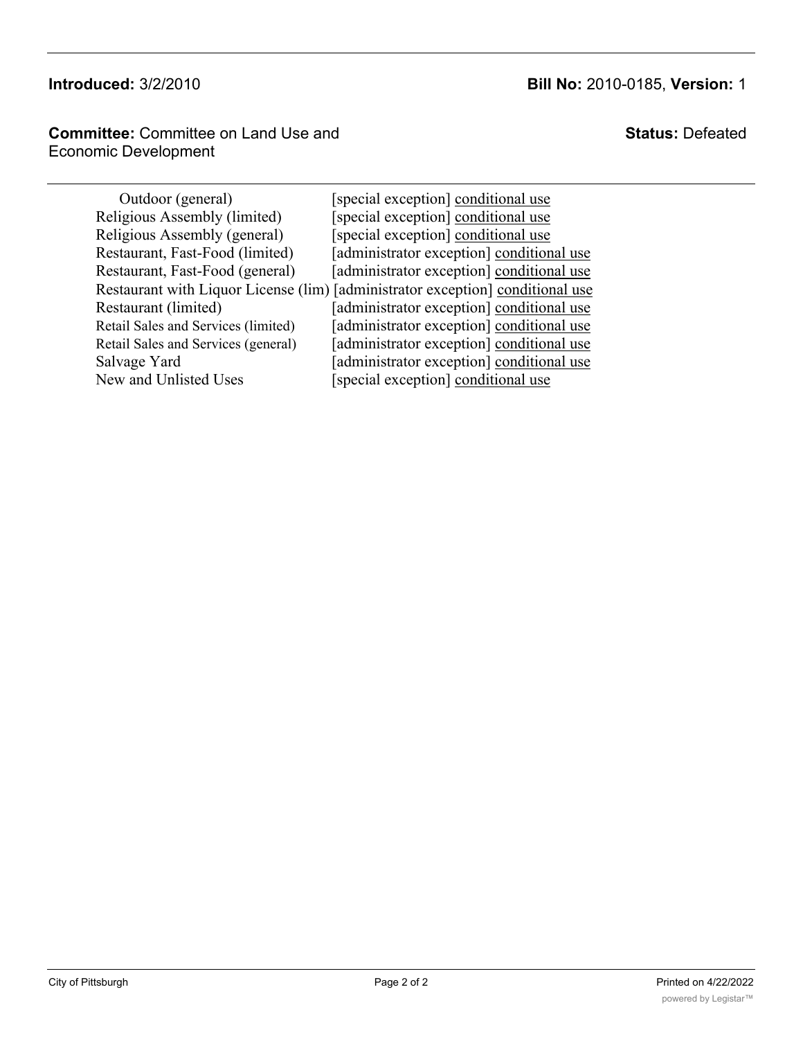**Introduced:** 3/2/2010 **Bill No:** 2010-0185, **Version:** 1

**Committee:** Committee on Land Use and Economic Development **Status:** Defeated

| | |
|---|---|
| Outdoor (general) | [special exception] conditional use |
| Religious Assembly (limited) | [special exception] conditional use |
| Religious Assembly (general) | [special exception] conditional use |
| Restaurant, Fast-Food (limited) | [administrator exception] conditional use |
| Restaurant, Fast-Food (general) | [administrator exception] conditional use |
| Restaurant with Liquor License (lim) | [administrator exception] conditional use |
| Restaurant (limited) | [administrator exception] conditional use |
| Retail Sales and Services (limited) | [administrator exception] conditional use |
| Retail Sales and Services (general) | [administrator exception] conditional use |
| Salvage Yard | [administrator exception] conditional use |
| New and Unlisted Uses | [special exception] conditional use |